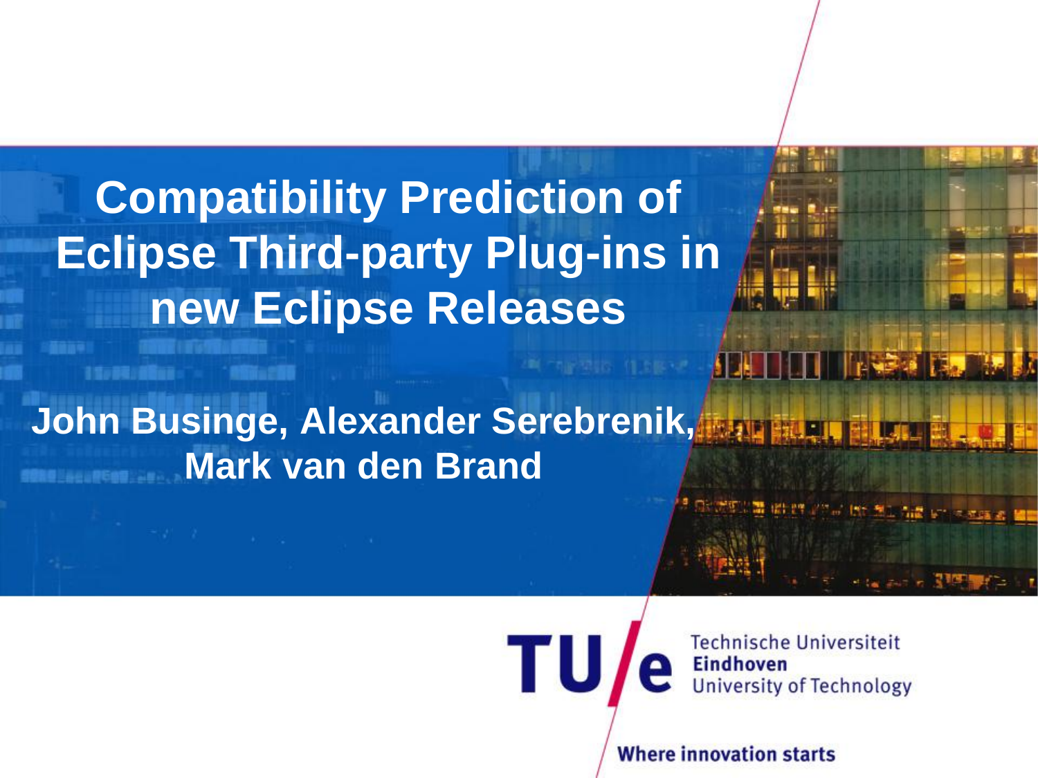# Compatibility Prediction of Eclipse Third-party Plug-ins in new Eclipse Releases

**John Businge, Alexander Serebrenik, Mark van den Brand**

Technische Universiteit **Eindhoven** University of Technology

**Where innovation starts**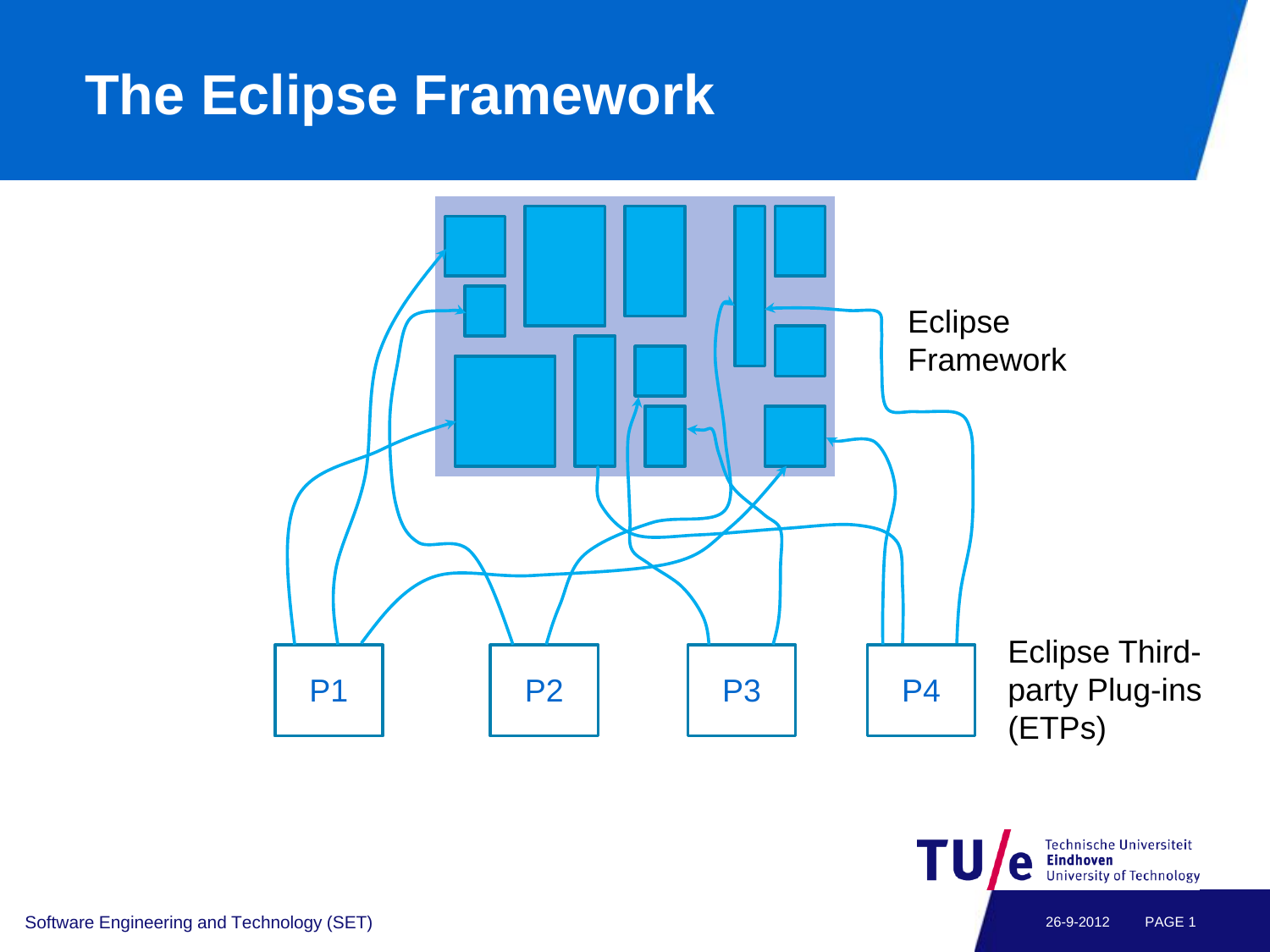# The Eclipse Framework

Eclipse Framework

P1

P2

P3

P4

Eclipse Third-party Plug-ins (ETPs)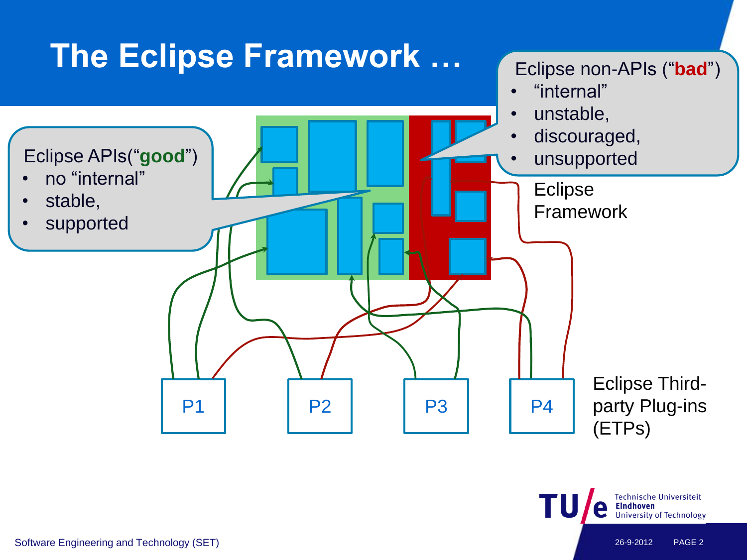# The Eclipse Framework …

Eclipse APIs(“**good**”)

- no “internal”
- stable,
- supported

Eclipse non-APIs (“**bad**”)

- “internal”
- unstable,
- discouraged,
- unsupported

Eclipse Framework

P1 P2 P3 P4

Eclipse Third-party Plug-ins (ETPs)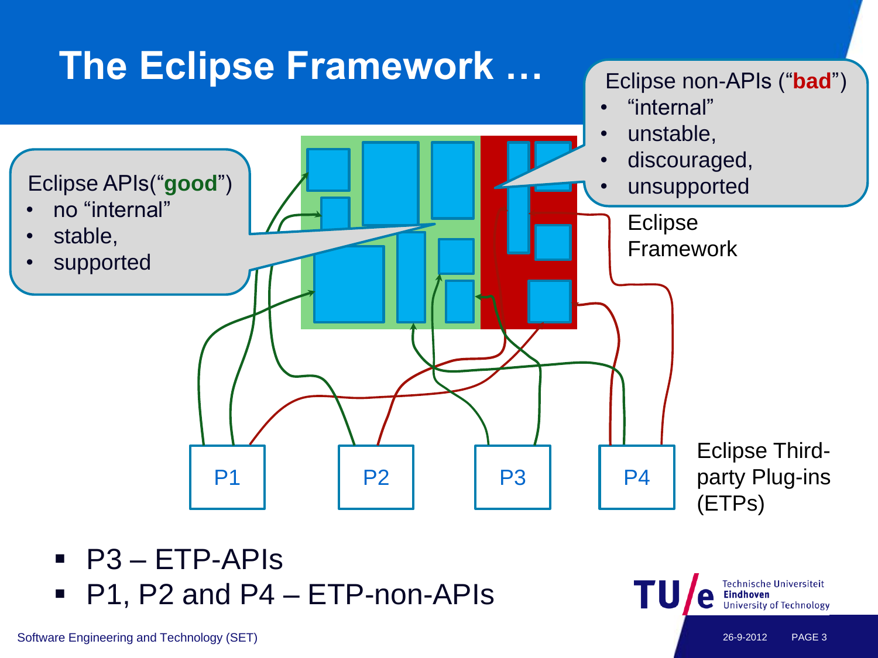# The Eclipse Framework …

Eclipse APIs("**good**")

- no "internal"
- stable,
- supported

Eclipse non-APIs ("**bad**")

- "internal"
- unstable,
- discouraged,
- unsupported

Eclipse Framework

P1 P2 P3 P4

Eclipse Third-party Plug-ins (ETPs)

- P3 – ETP-APIs
- P1, P2 and P4 – ETP-non-APIs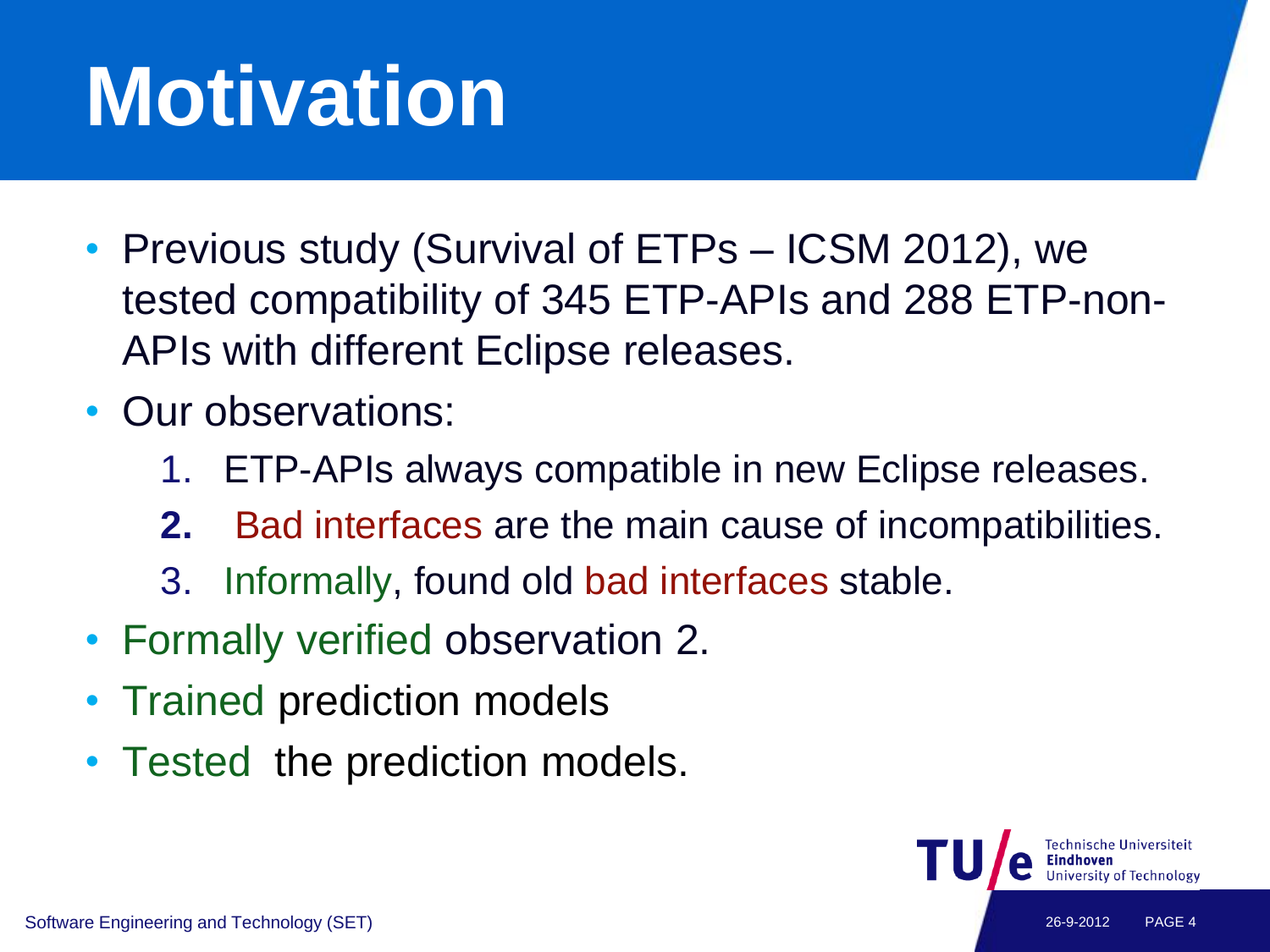# Motivation

- Previous study (Survival of ETPs – ICSM 2012), we tested compatibility of 345 ETP-APIs and 288 ETP-non-APIs with different Eclipse releases.
- Our observations:
  1. ETP-APIs always compatible in new Eclipse releases.
  2. Bad interfaces are the main cause of incompatibilities.
  3. Informally, found old bad interfaces stable.
- Formally verified observation 2.
- Trained prediction models
- Tested the prediction models.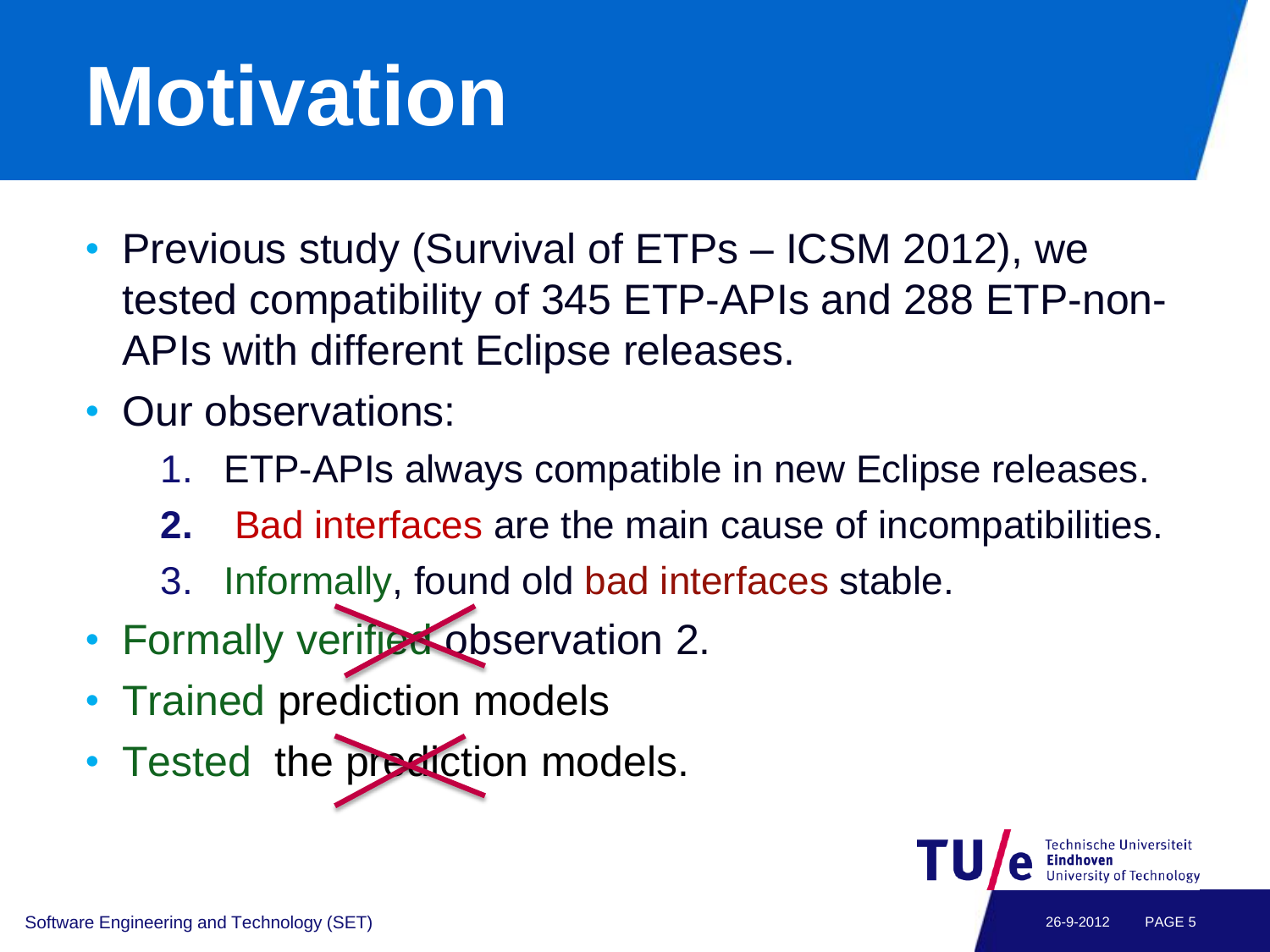# Motivation

- Previous study (Survival of ETPs – ICSM 2012), we tested compatibility of 345 ETP-APIs and 288 ETP-non-APIs with different Eclipse releases.
- Our observations:
  1. ETP-APIs always compatible in new Eclipse releases.
  2. Bad interfaces are the main cause of incompatibilities.
  3. Informally, found old bad interfaces stable.
- Formally verified observation 2.
- Trained prediction models
- Tested the prediction models.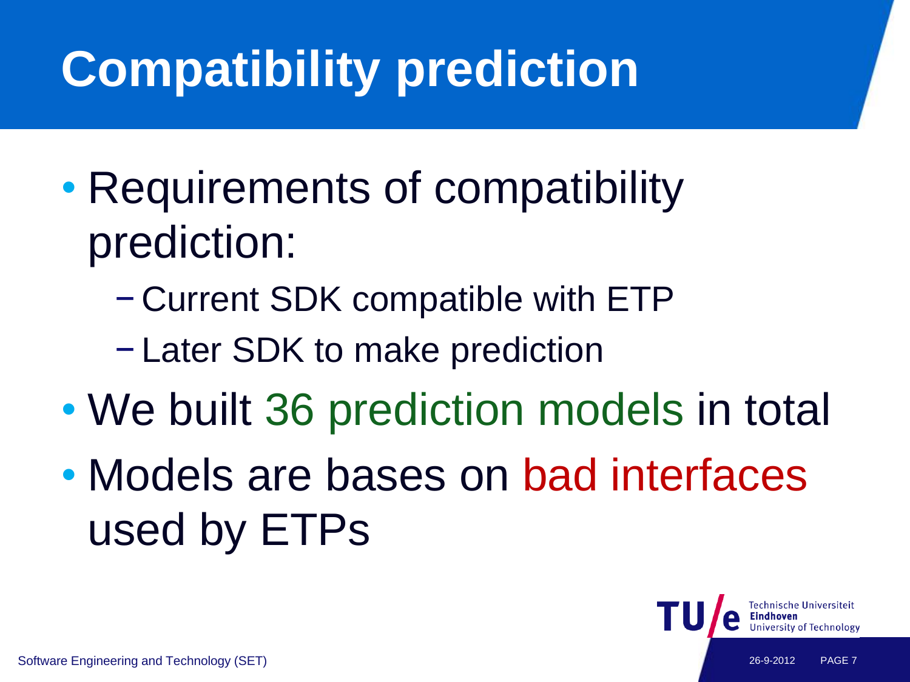# Compatibility prediction

- Requirements of compatibility prediction:
  - Current SDK compatible with ETP
  - Later SDK to make prediction
- We built 36 prediction models in total
- Models are bases on bad interfaces used by ETPs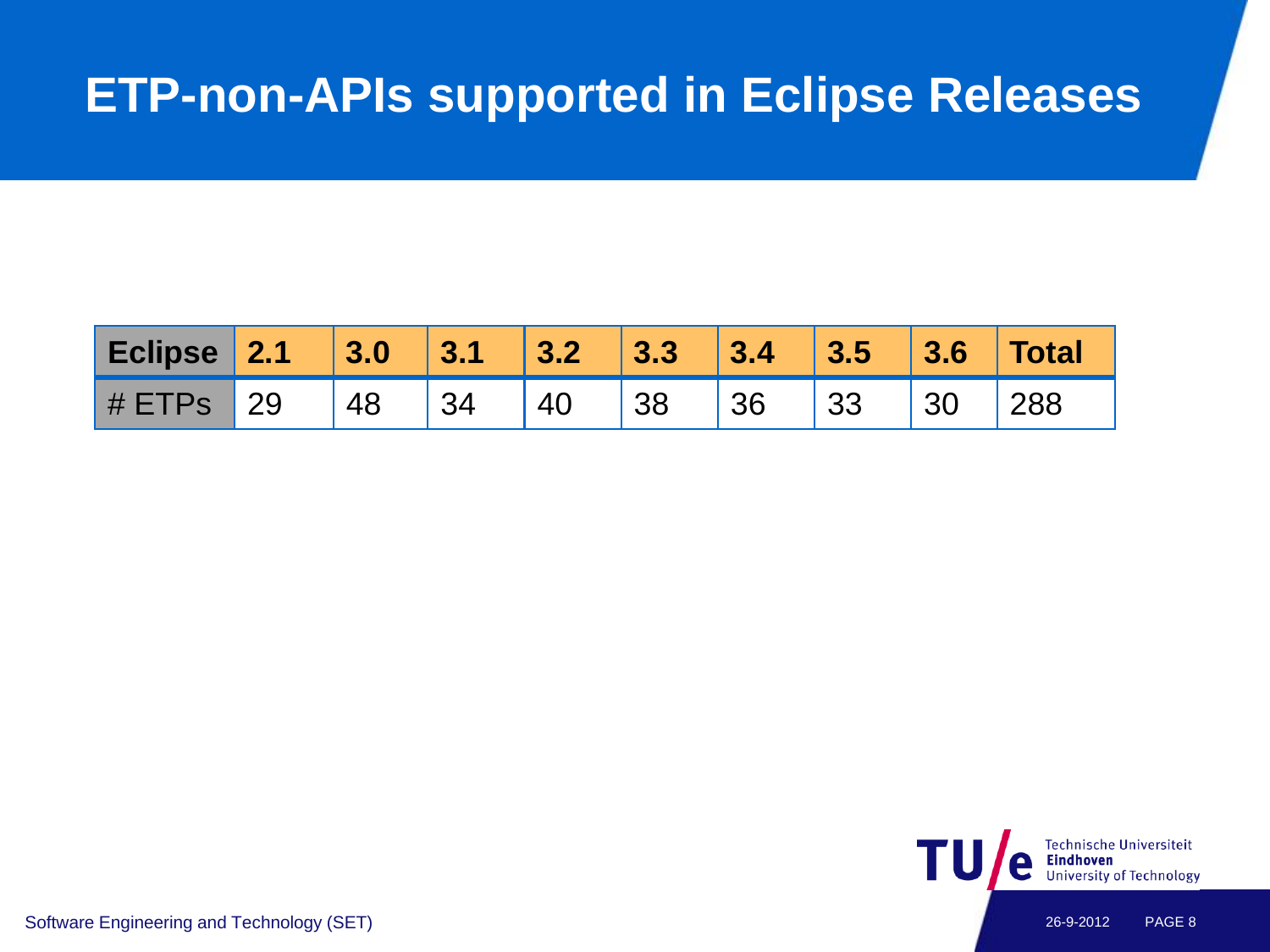# ETP-non-APIs supported in Eclipse Releases

| Eclipse | 2.1 | 3.0 | 3.1 | 3.2 | 3.3 | 3.4 | 3.5 | 3.6 | Total |
|---|---|---|---|---|---|---|---|---|---|
| # ETPs | 29 | 48 | 34 | 40 | 38 | 36 | 33 | 30 | 288 |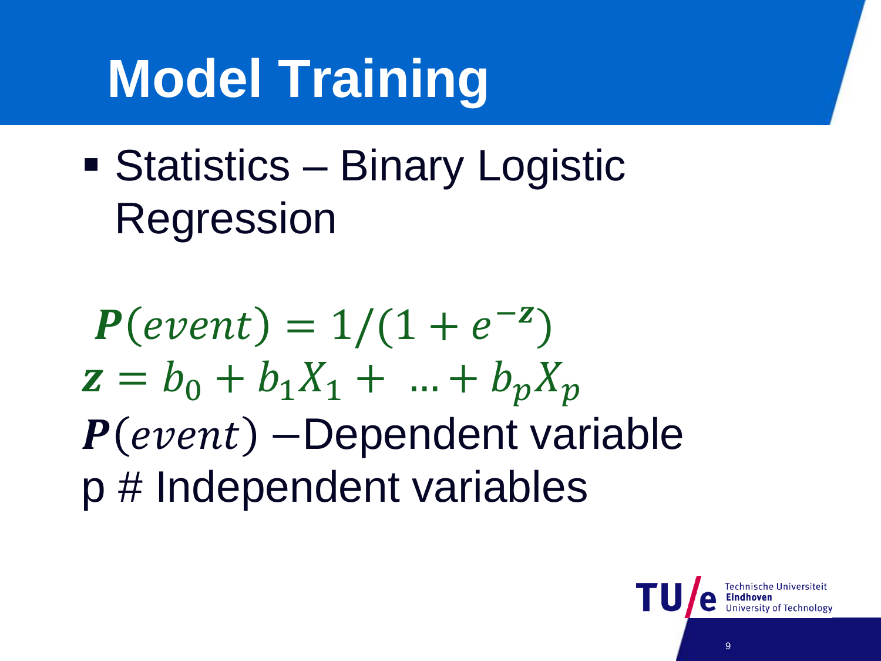# Model Training

- Statistics – Binary Logistic Regression

$$\boldsymbol{P}(event) = 1/(1 + e^{-\boldsymbol{z}})$$

$$\boldsymbol{z} = b_0 + b_1 X_1 + \ \ldots + b_p X_p$$

$\boldsymbol{P}(event)$ –Dependent variable

p # Independent variables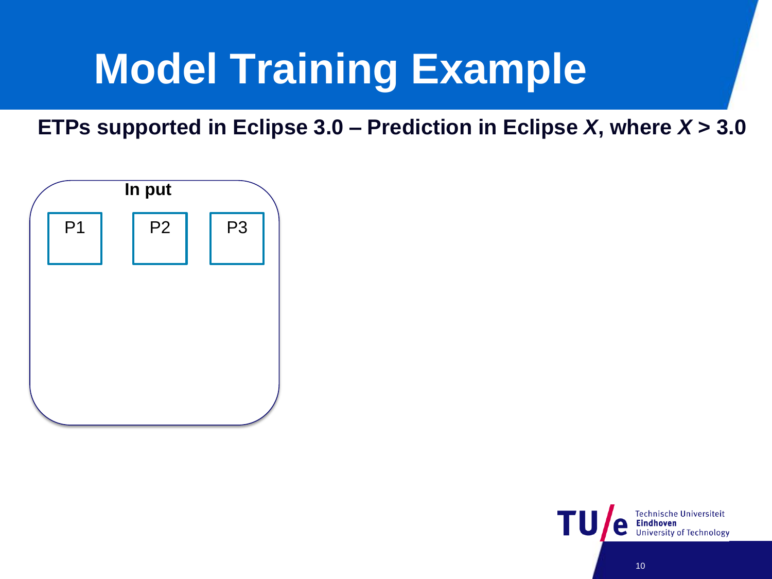# Model Training Example

**ETPs supported in Eclipse 3.0 – Prediction in Eclipse *X*, where *X* > 3.0**

**In put**

P1

P2

P3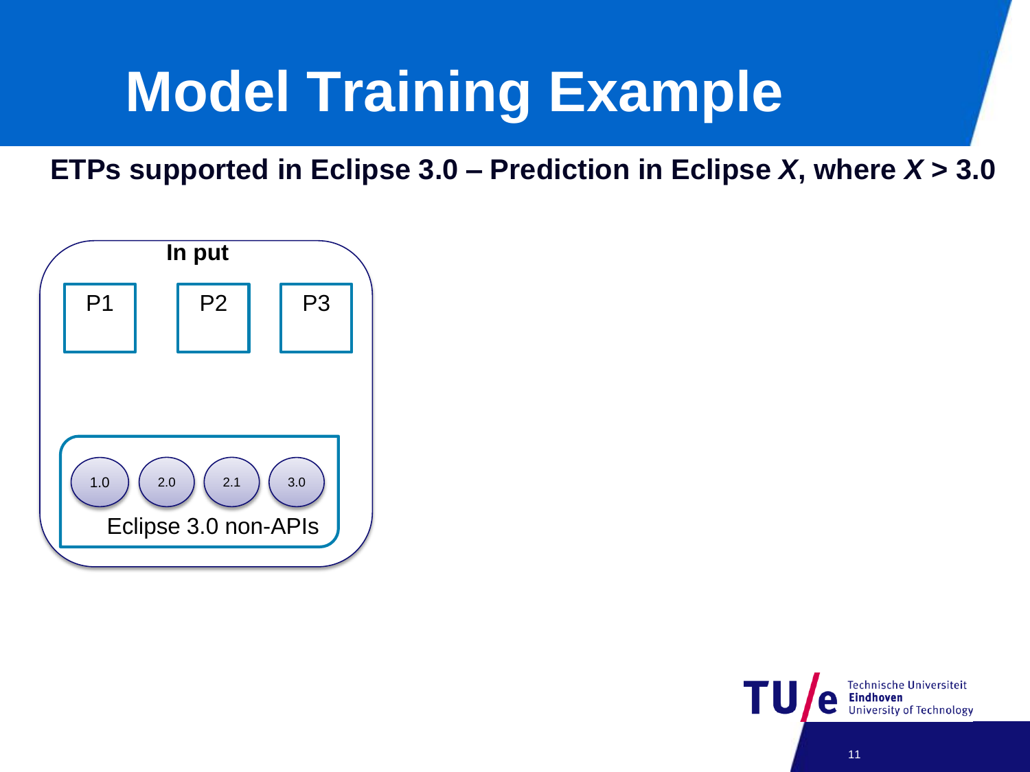# Model Training Example

**ETPs supported in Eclipse 3.0 – Prediction in Eclipse *X*, where *X* > 3.0**

**In put**

P1 P2 P3

1.0 2.0 2.1 3.0

Eclipse 3.0 non-APIs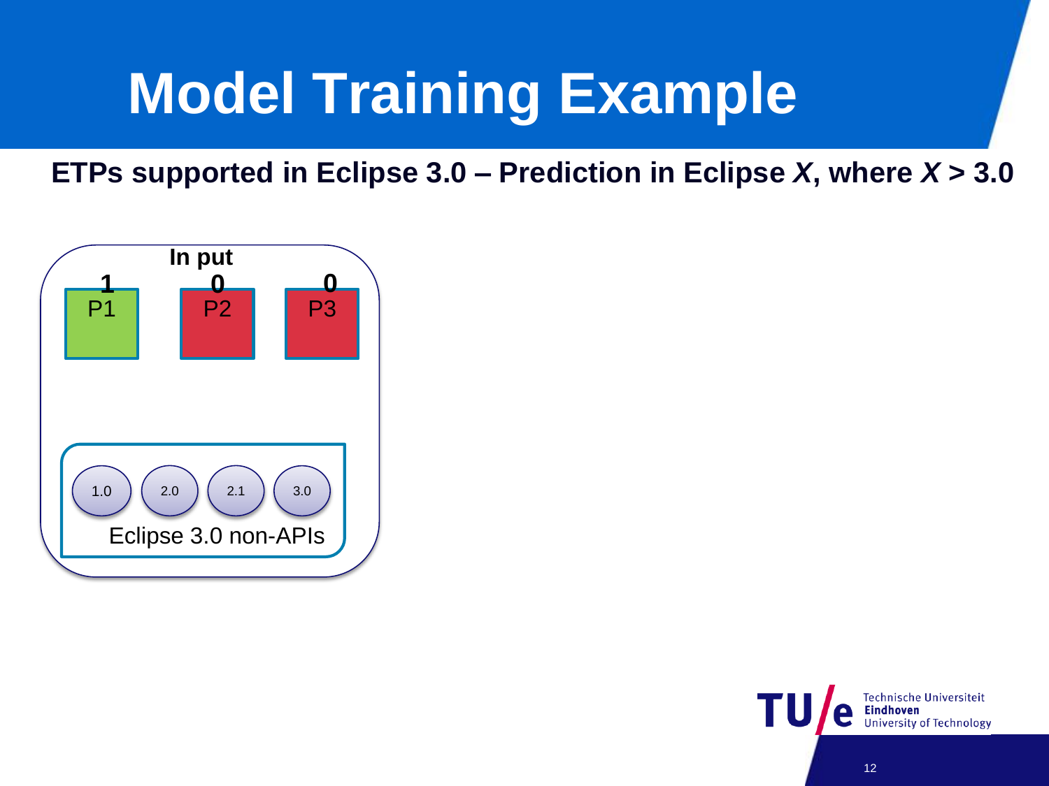# Model Training Example

**ETPs supported in Eclipse 3.0 – Prediction in Eclipse *X*, where *X* > 3.0**

**In put**

| **1** | **0** | **0** |
|---|---|---|
| P1 | P2 | P3 |

1.0 2.0 2.1 3.0

Eclipse 3.0 non-APIs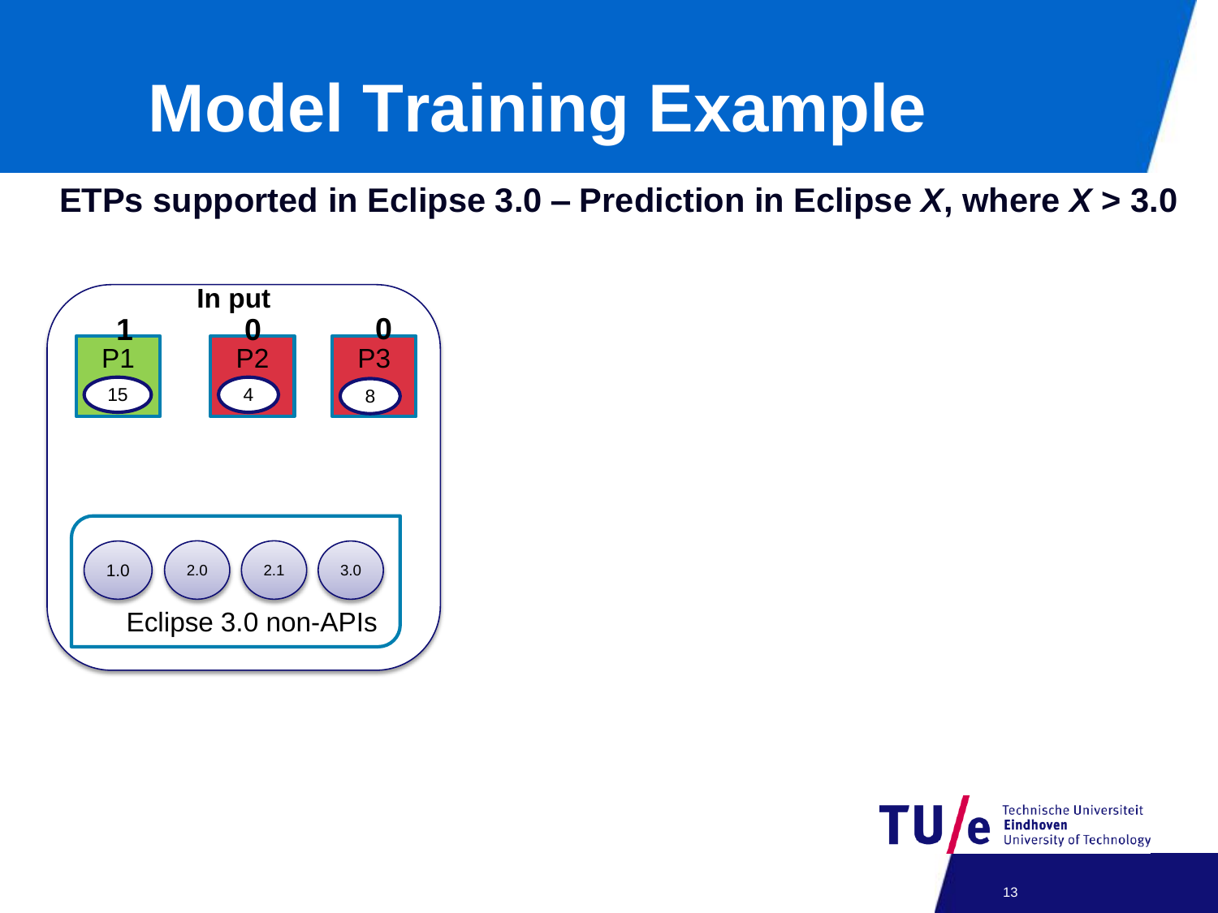# Model Training Example

**ETPs supported in Eclipse 3.0 – Prediction in Eclipse *X*, where *X* > 3.0**

In put

| | P1 | P2 | P3 |
|---|---|---|---|
| Label | 1 | 0 | 0 |
| Value | 15 | 4 | 8 |

1.0  2.0  2.1  3.0

Eclipse 3.0 non-APIs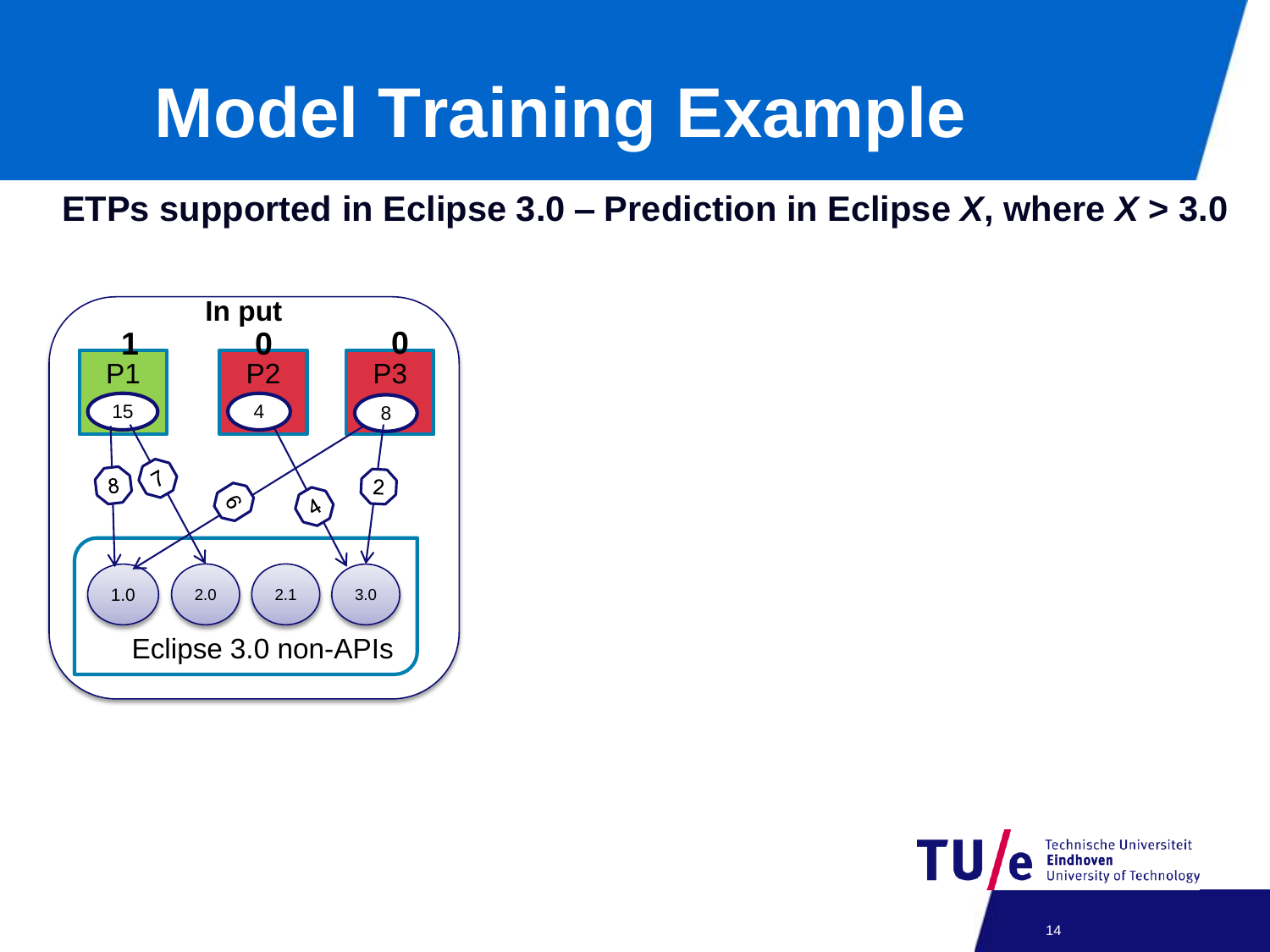# Model Training Example

**ETPs supported in Eclipse 3.0 – Prediction in Eclipse *X*, where *X* > 3.0**

**In put**

| | P1 | P2 | P3 |
|---|---|---|---|
| Label | 1 | 0 | 0 |
| Value | 15 | 4 | 8 |

Eclipse 3.0 non-APIs: 1.0, 2.0, 2.1, 3.0

- P1 → 1.0: 8
- P1 → 2.0: 7
- P3 → 1.0: 6
- P2 → 3.0: 4
- P3 → 3.0: 2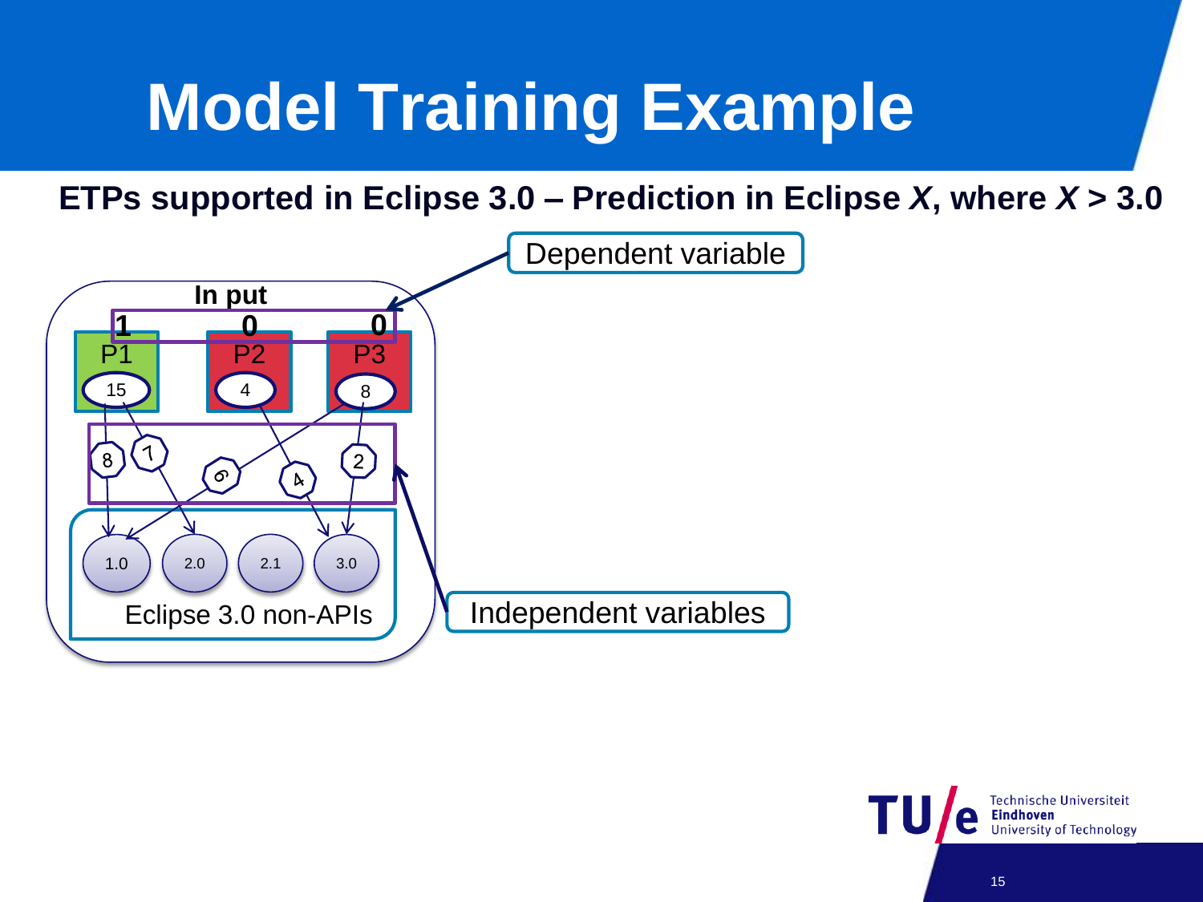# Model Training Example

**ETPs supported in Eclipse 3.0 – Prediction in Eclipse *X*, where *X* > 3.0**

In put

| | P1 | P2 | P3 |
|---|---|---|---|
| Dependent variable | 1 | 0 | 0 |
| Non-API uses | 15 | 4 | 8 |

Independent variables: 8, 7, 6, 4, 2

Eclipse 3.0 non-APIs: 1.0, 2.0, 2.1, 3.0

Dependent variable

Independent variables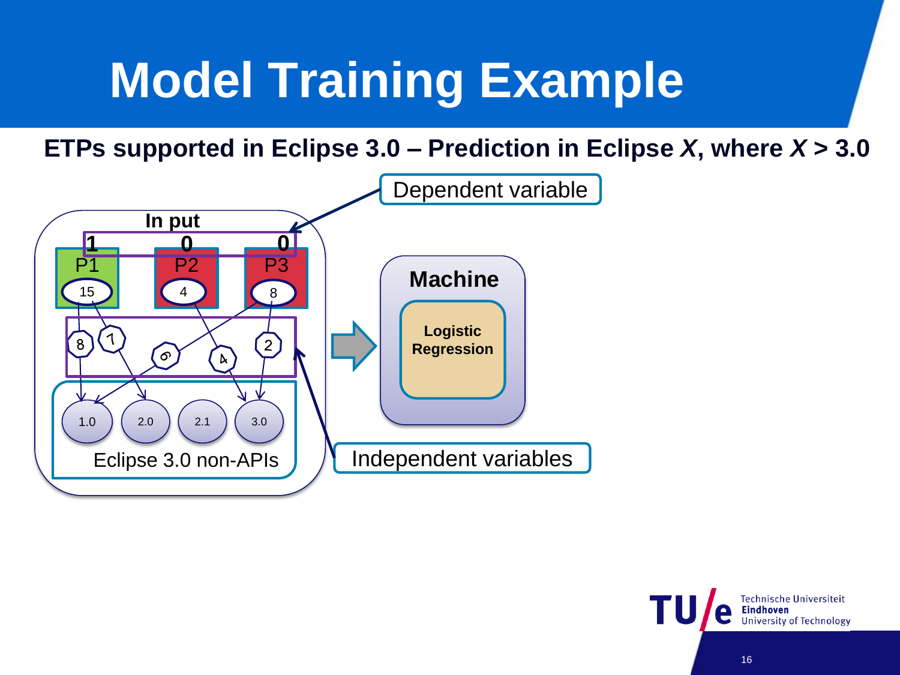# Model Training Example

**ETPs supported in Eclipse 3.0 – Prediction in Eclipse *X*, where *X* > 3.0**

Dependent variable

**In put**

| **1** | **0** | **0** |
|---|---|---|
| P1 | P2 | P3 |
| 15 | 4 | 8 |

8 7 6 4 2

1.0 2.0 2.1 3.0

Eclipse 3.0 non-APIs

**Machine**

**Logistic Regression**

Independent variables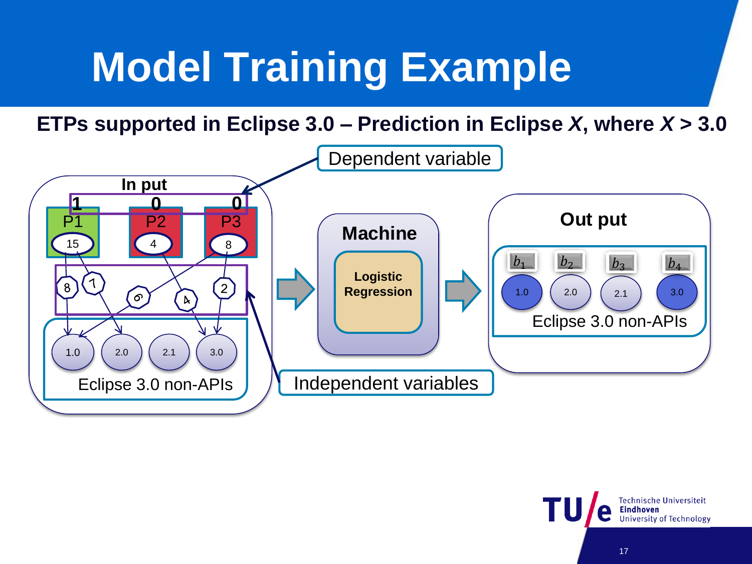# Model Training Example

**ETPs supported in Eclipse 3.0 – Prediction in Eclipse *X*, where *X* > 3.0**

Dependent variable

**In put**

| 1 | 0 | 0 |
|---|---|---|
| P1 | P2 | P3 |
| 15 | 4 | 8 |

8, 7, 9, 4, 2

1.0, 2.0, 2.1, 3.0

Eclipse 3.0 non-APIs

Independent variables

**Machine**

**Logistic Regression**

**Out put**

| $b_1$ | $b_2$ | $b_3$ | $b_4$ |
|---|---|---|---|
| 1.0 | 2.0 | 2.1 | 3.0 |

Eclipse 3.0 non-APIs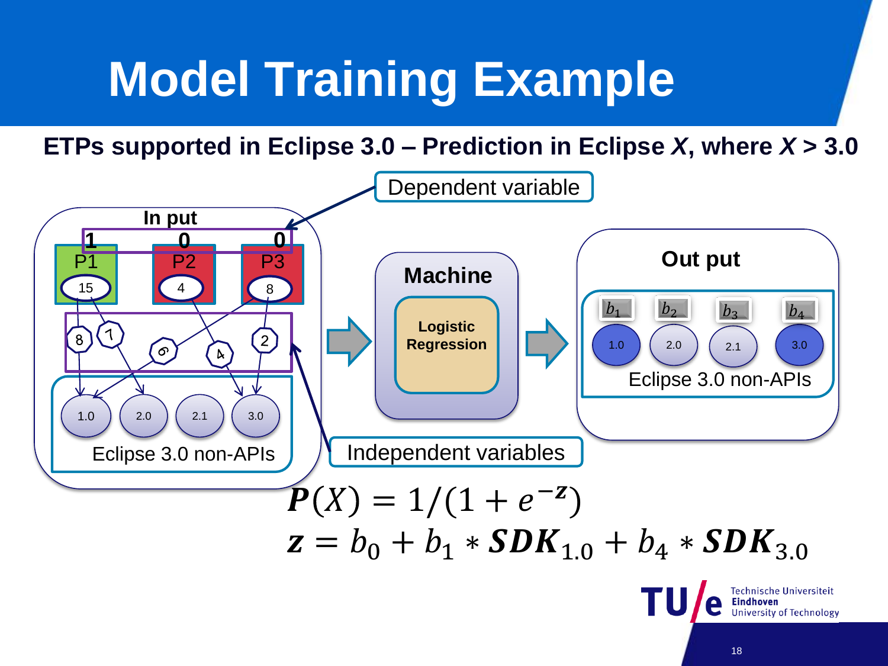# Model Training Example

**ETPs supported in Eclipse 3.0 – Prediction in Eclipse *X*, where *X* > 3.0**

Dependent variable

In put

| 1 | 0 | 0 |
|---|---|---|
| P1 | P2 | P3 |
| 15 | 4 | 8 |

8, 7, 6, 4, 2

1.0, 2.0, 2.1, 3.0

Eclipse 3.0 non-APIs

Machine

Logistic Regression

Out put

$b_1$, $b_2$, $b_3$, $b_4$

1.0, 2.0, 2.1, 3.0

Eclipse 3.0 non-APIs

Independent variables

$$\boldsymbol{P}(X) = 1/(1 + e^{-\boldsymbol{z}})$$

$$\boldsymbol{z} = b_0 + b_1 * \boldsymbol{SDK}_{1.0} + b_4 * \boldsymbol{SDK}_{3.0}$$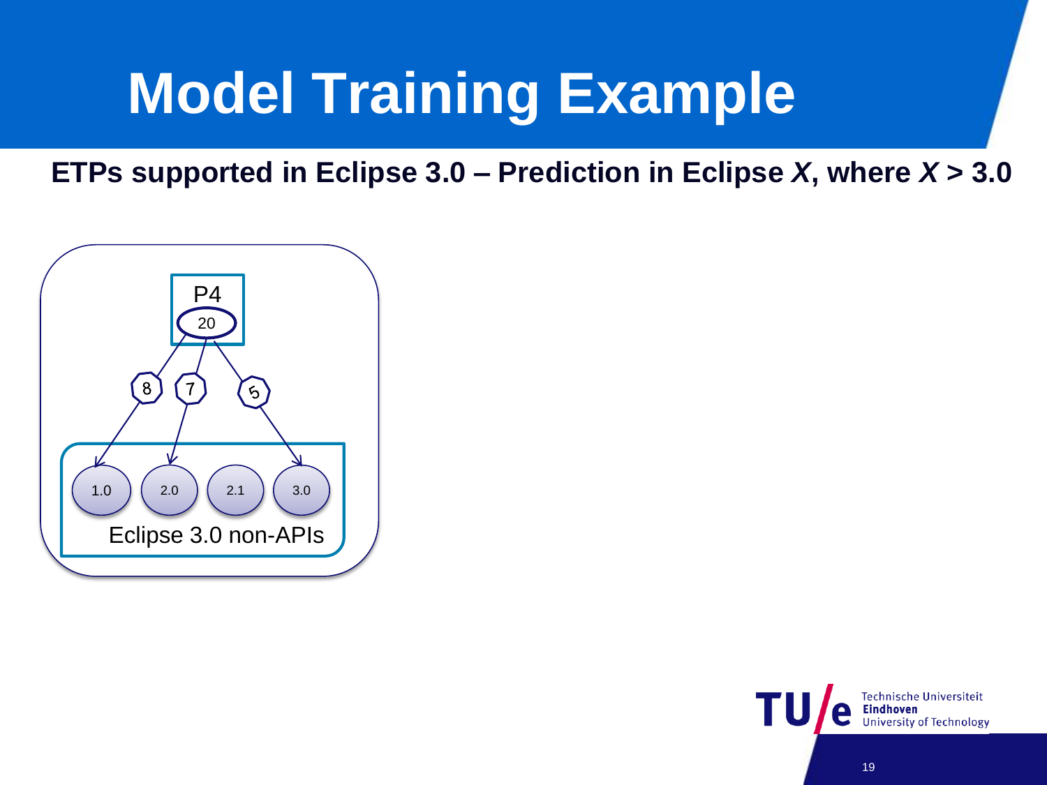# Model Training Example

**ETPs supported in Eclipse 3.0 – Prediction in Eclipse *X*, where *X* > 3.0**

P4

20

8 7 5

1.0 2.0 2.1 3.0

Eclipse 3.0 non-APIs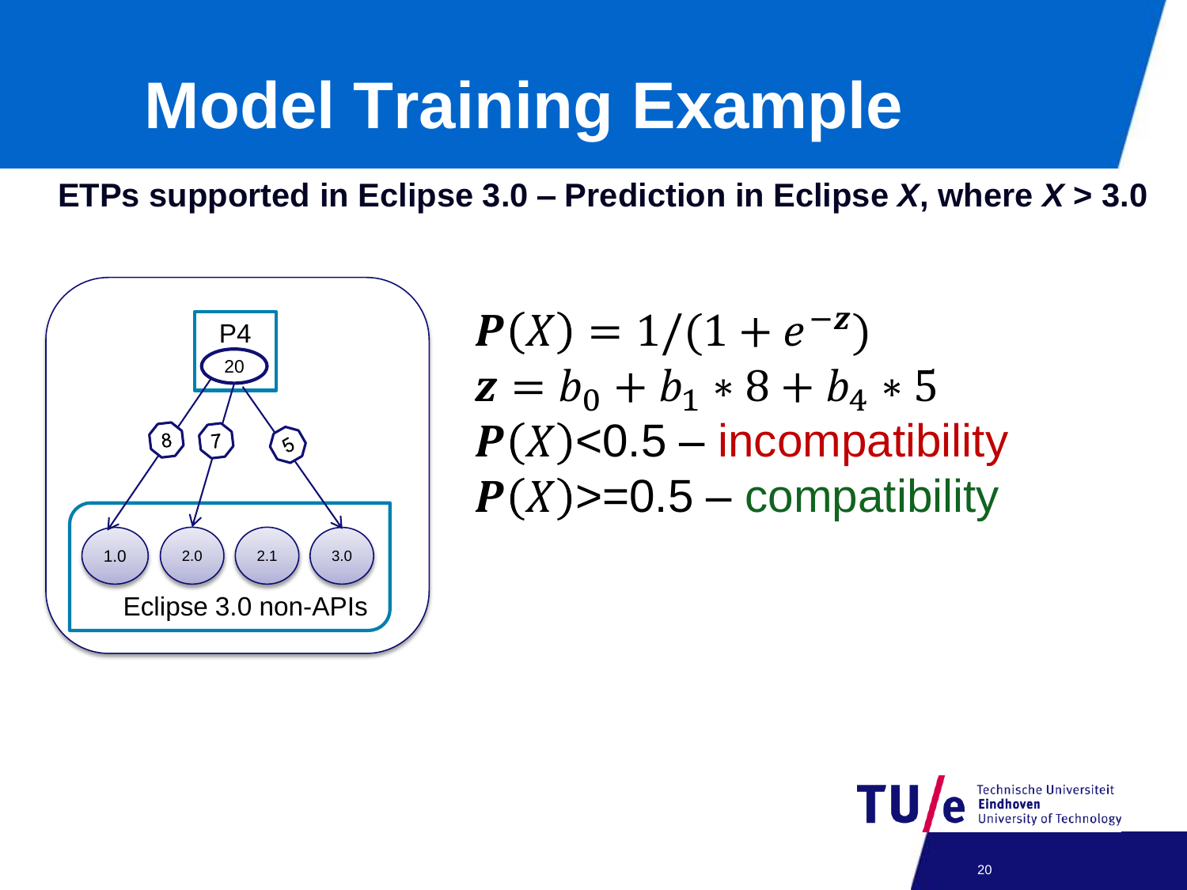# Model Training Example

**ETPs supported in Eclipse 3.0 – Prediction in Eclipse *X*, where *X* > 3.0**

P4
20

8 7 5

1.0 2.0 2.1 3.0

Eclipse 3.0 non-APIs

$$\boldsymbol{P}(X) = 1/(1 + e^{-\boldsymbol{z}})$$
$$\boldsymbol{z} = b_0 + b_1 * 8 + b_4 * 5$$

$\boldsymbol{P}(X)<0.5$ – incompatibility

$\boldsymbol{P}(X)>=0.5$ – compatibility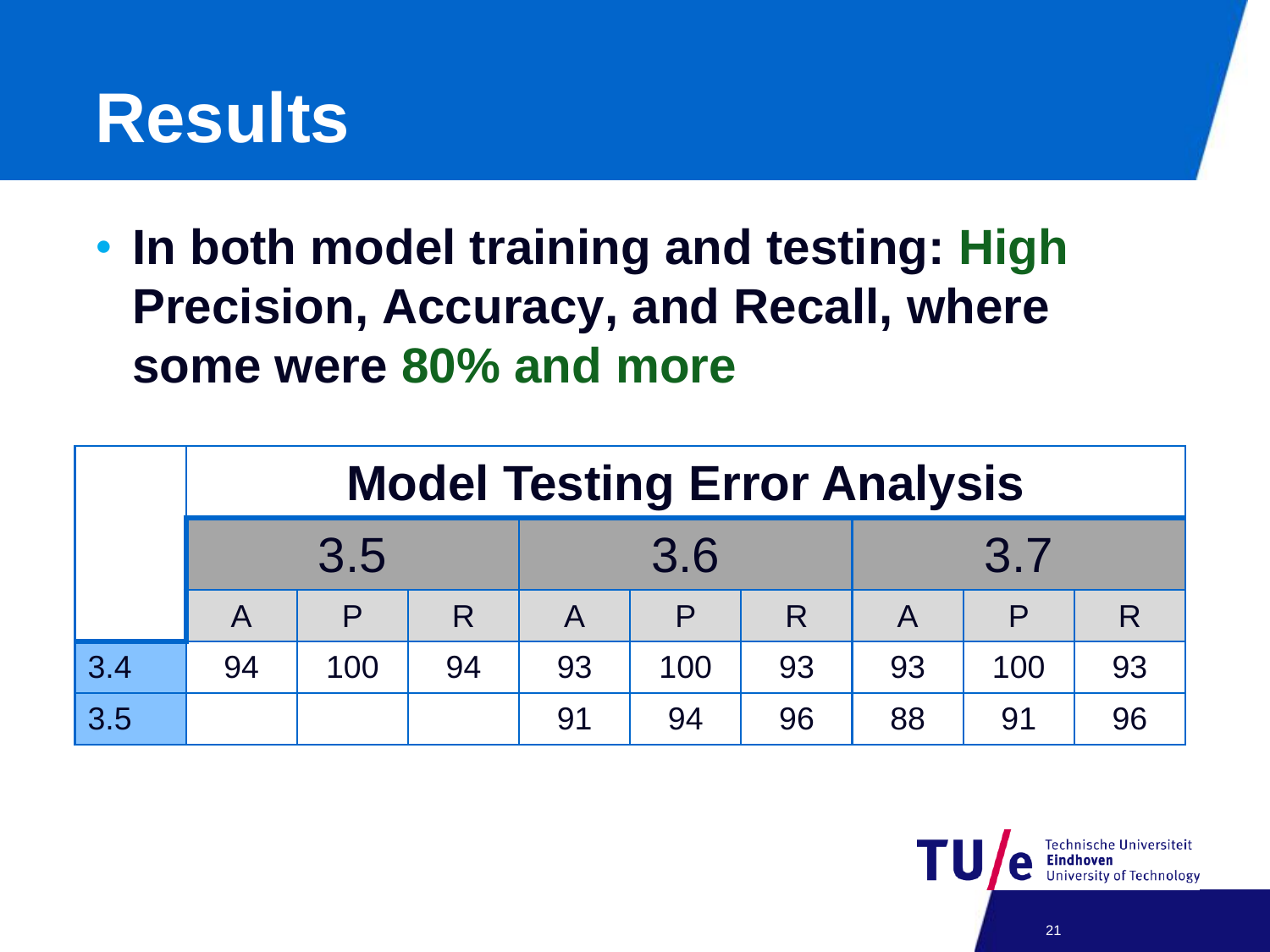# Results

- **In both model training and testing: High Precision, Accuracy, and Recall, where some were 80% and more**

| | Model Testing Error Analysis | | | | | | | | |
|---|---|---|---|---|---|---|---|---|---|
| | 3.5 | | | 3.6 | | | 3.7 | | |
| | A | P | R | A | P | R | A | P | R |
| 3.4 | 94 | 100 | 94 | 93 | 100 | 93 | 93 | 100 | 93 |
| 3.5 | | | | 91 | 94 | 96 | 88 | 91 | 96 |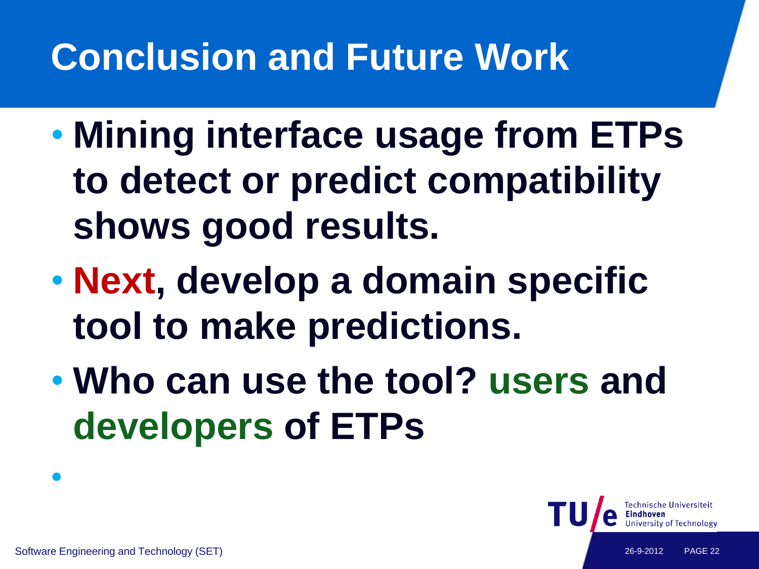# Conclusion and Future Work

- **Mining interface usage from ETPs to detect or predict compatibility shows good results.**
- **Next, develop a domain specific tool to make predictions.**
- **Who can use the tool? users and developers of ETPs**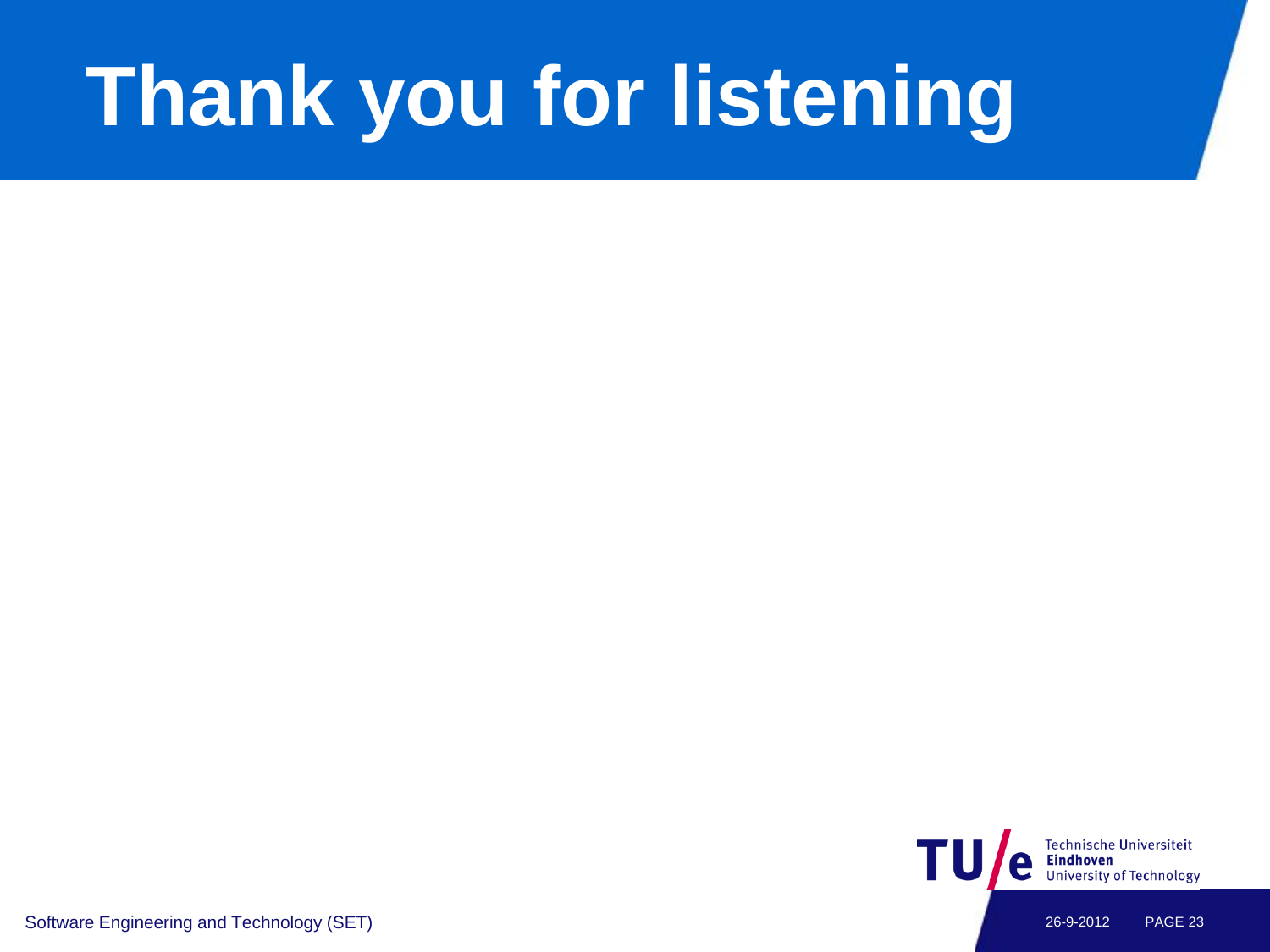# Thank you for listening